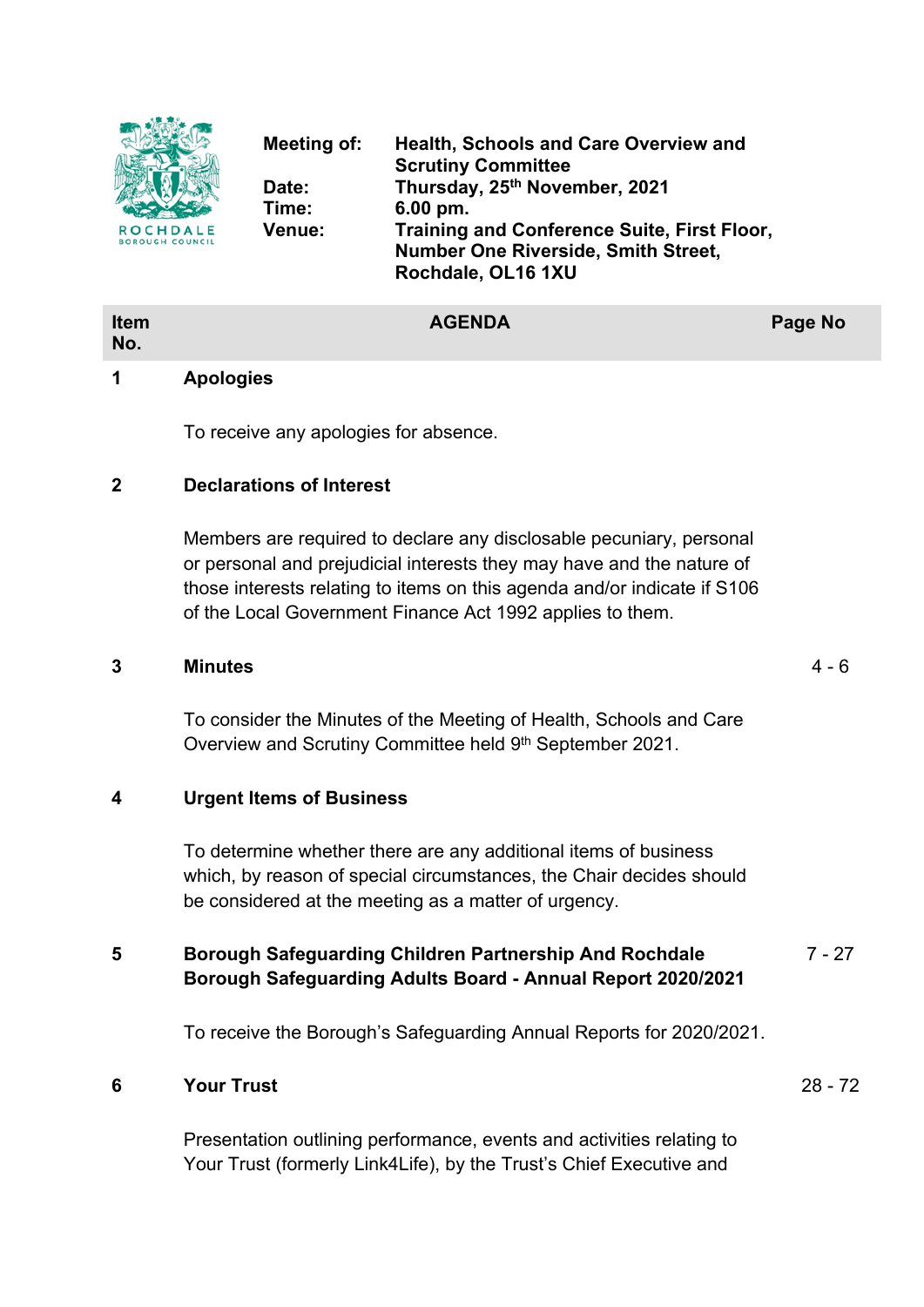ROCHDALE BOROUGH COUNCIL

| | |
|---|---|
| **Meeting of:** | **Health, Schools and Care Overview and Scrutiny Committee** |
| **Date:** | **Thursday, 25th November, 2021** |
| **Time:** | **6.00 pm.** |
| **Venue:** | **Training and Conference Suite, First Floor, Number One Riverside, Smith Street, Rochdale, OL16 1XU** |

| Item No. | AGENDA | Page No |
|---|---|---|
| 1 | **Apologies**<br><br>To receive any apologies for absence. | |
| 2 | **Declarations of Interest**<br><br>Members are required to declare any disclosable pecuniary, personal or personal and prejudicial interests they may have and the nature of those interests relating to items on this agenda and/or indicate if S106 of the Local Government Finance Act 1992 applies to them. | |
| 3 | **Minutes**<br><br>To consider the Minutes of the Meeting of Health, Schools and Care Overview and Scrutiny Committee held 9th September 2021. | 4 - 6 |
| 4 | **Urgent Items of Business**<br><br>To determine whether there are any additional items of business which, by reason of special circumstances, the Chair decides should be considered at the meeting as a matter of urgency. | |
| 5 | **Borough Safeguarding Children Partnership And Rochdale Borough Safeguarding Adults Board - Annual Report 2020/2021**<br><br>To receive the Borough's Safeguarding Annual Reports for 2020/2021. | 7 - 27 |
| 6 | **Your Trust**<br><br>Presentation outlining performance, events and activities relating to Your Trust (formerly Link4Life), by the Trust's Chief Executive and | 28 - 72 |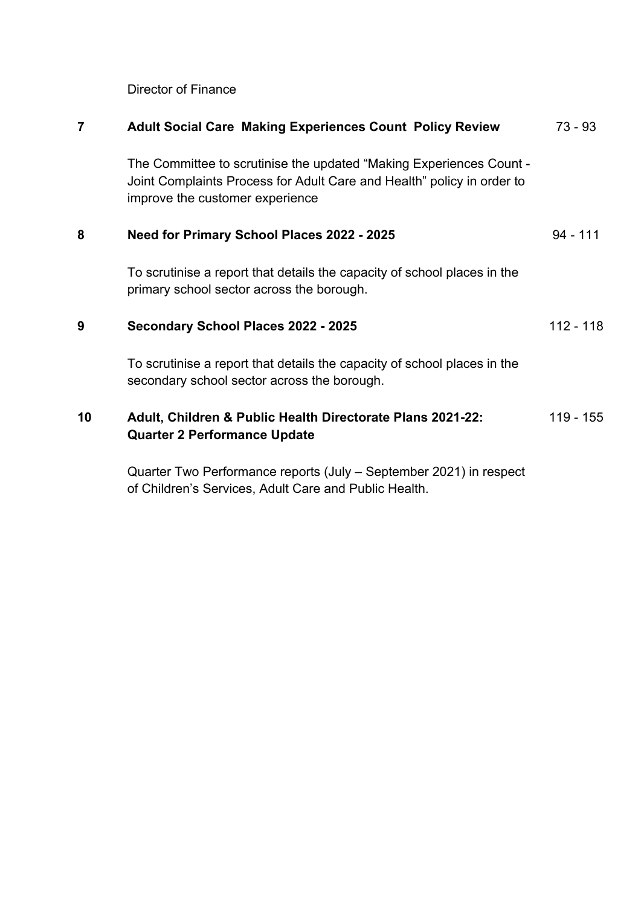Director of Finance

| | | |
|---|---|---|
| **7** | **Adult Social Care Making Experiences Count Policy Review** | 73 - 93 |
| | The Committee to scrutinise the updated "Making Experiences Count - Joint Complaints Process for Adult Care and Health" policy in order to improve the customer experience | |
| **8** | **Need for Primary School Places 2022 - 2025** | 94 - 111 |
| | To scrutinise a report that details the capacity of school places in the primary school sector across the borough. | |
| **9** | **Secondary School Places 2022 - 2025** | 112 - 118 |
| | To scrutinise a report that details the capacity of school places in the secondary school sector across the borough. | |
| **10** | **Adult, Children & Public Health Directorate Plans 2021-22: Quarter 2 Performance Update** | 119 - 155 |
| | Quarter Two Performance reports (July – September 2021) in respect of Children's Services, Adult Care and Public Health. | |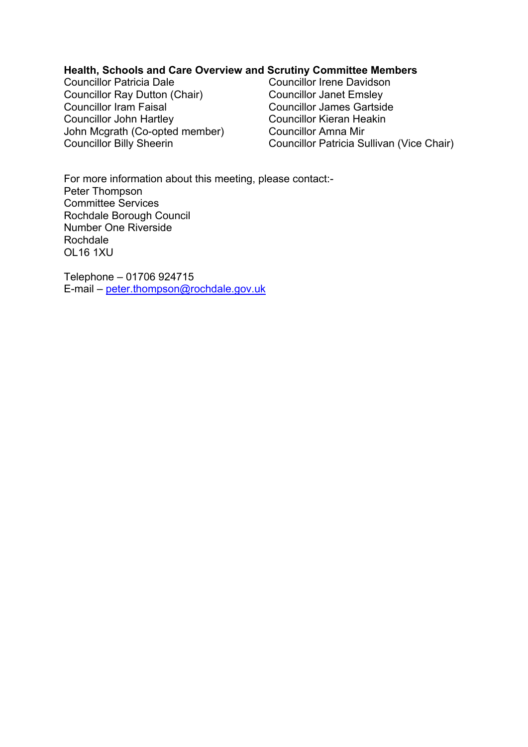**Health, Schools and Care Overview and Scrutiny Committee Members**

Councillor Patricia Dale
Councillor Ray Dutton (Chair)
Councillor Iram Faisal
Councillor John Hartley
John Mcgrath (Co-opted member)
Councillor Billy Sheerin
Councillor Irene Davidson
Councillor Janet Emsley
Councillor James Gartside
Councillor Kieran Heakin
Councillor Amna Mir
Councillor Patricia Sullivan (Vice Chair)

For more information about this meeting, please contact:-
Peter Thompson
Committee Services
Rochdale Borough Council
Number One Riverside
Rochdale
OL16 1XU

Telephone – 01706 924715
E-mail – peter.thompson@rochdale.gov.uk